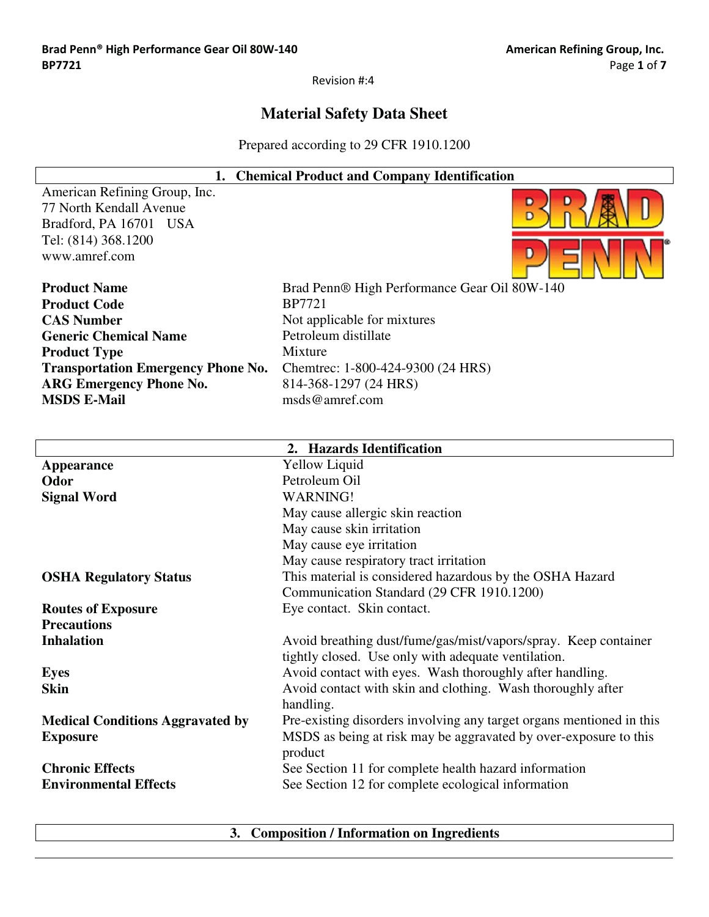Revision #:4

# Material Safety Data Sheet

Prepared according to 29 CFR 1910.1200

## 1. Chemical Product and Company Identification

American Refining Group, Inc.
77 North Kendall Avenue
Bradford, PA 16701 USA
Tel: (814) 368.1200
www.amref.com

| | |
|---|---|
| **Product Name** | Brad Penn® High Performance Gear Oil 80W-140 |
| **Product Code** | BP7721 |
| **CAS Number** | Not applicable for mixtures |
| **Generic Chemical Name** | Petroleum distillate |
| **Product Type** | Mixture |
| **Transportation Emergency Phone No.** | Chemtrec: 1-800-424-9300 (24 HRS) |
| **ARG Emergency Phone No.** | 814-368-1297 (24 HRS) |
| **MSDS E-Mail** | msds@amref.com |

## 2. Hazards Identification

| | |
|---|---|
| **Appearance** | Yellow Liquid |
| **Odor** | Petroleum Oil |
| **Signal Word** | WARNING!<br>May cause allergic skin reaction<br>May cause skin irritation<br>May cause eye irritation<br>May cause respiratory tract irritation |
| **OSHA Regulatory Status** | This material is considered hazardous by the OSHA Hazard Communication Standard (29 CFR 1910.1200) |
| **Routes of Exposure** | Eye contact. Skin contact. |
| **Precautions** | |
| **Inhalation** | Avoid breathing dust/fume/gas/mist/vapors/spray. Keep container tightly closed. Use only with adequate ventilation. |
| **Eyes** | Avoid contact with eyes. Wash thoroughly after handling. |
| **Skin** | Avoid contact with skin and clothing. Wash thoroughly after handling. |
| **Medical Conditions Aggravated by Exposure** | Pre-existing disorders involving any target organs mentioned in this MSDS as being at risk may be aggravated by over-exposure to this product |
| **Chronic Effects** | See Section 11 for complete health hazard information |
| **Environmental Effects** | See Section 12 for complete ecological information |

## 3. Composition / Information on Ingredients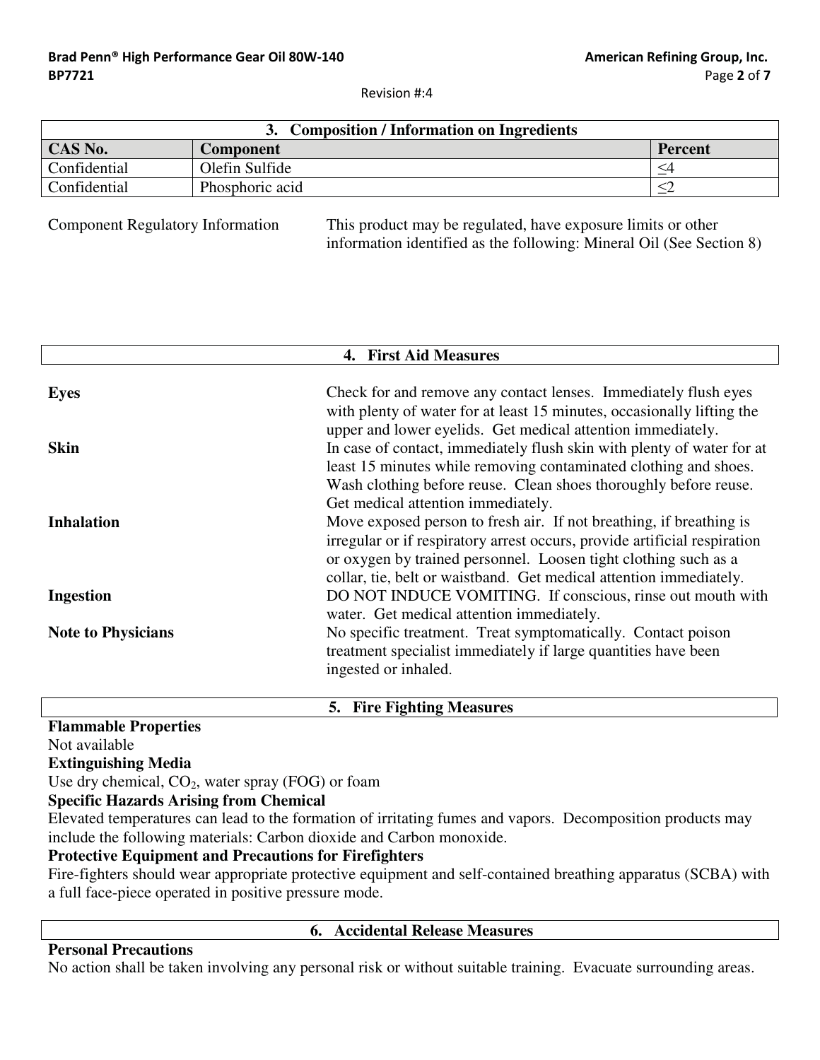## 3. Composition / Information on Ingredients

| CAS No. | Component | Percent |
|---|---|---|
| Confidential | Olefin Sulfide | ≤4 |
| Confidential | Phosphoric acid | ≤2 |

**Component Regulatory Information** — This product may be regulated, have exposure limits or other information identified as the following: Mineral Oil (See Section 8)

## 4. First Aid Measures

**Eyes** — Check for and remove any contact lenses. Immediately flush eyes with plenty of water for at least 15 minutes, occasionally lifting the upper and lower eyelids. Get medical attention immediately.

**Skin** — In case of contact, immediately flush skin with plenty of water for at least 15 minutes while removing contaminated clothing and shoes. Wash clothing before reuse. Clean shoes thoroughly before reuse. Get medical attention immediately.

**Inhalation** — Move exposed person to fresh air. If not breathing, if breathing is irregular or if respiratory arrest occurs, provide artificial respiration or oxygen by trained personnel. Loosen tight clothing such as a collar, tie, belt or waistband. Get medical attention immediately.

**Ingestion** — DO NOT INDUCE VOMITING. If conscious, rinse out mouth with water. Get medical attention immediately.

**Note to Physicians** — No specific treatment. Treat symptomatically. Contact poison treatment specialist immediately if large quantities have been ingested or inhaled.

## 5. Fire Fighting Measures

**Flammable Properties**

Not available

**Extinguishing Media**

Use dry chemical, $CO_2$, water spray (FOG) or foam

**Specific Hazards Arising from Chemical**

Elevated temperatures can lead to the formation of irritating fumes and vapors. Decomposition products may include the following materials: Carbon dioxide and Carbon monoxide.

**Protective Equipment and Precautions for Firefighters**

Fire-fighters should wear appropriate protective equipment and self-contained breathing apparatus (SCBA) with a full face-piece operated in positive pressure mode.

## 6. Accidental Release Measures

**Personal Precautions**

No action shall be taken involving any personal risk or without suitable training. Evacuate surrounding areas.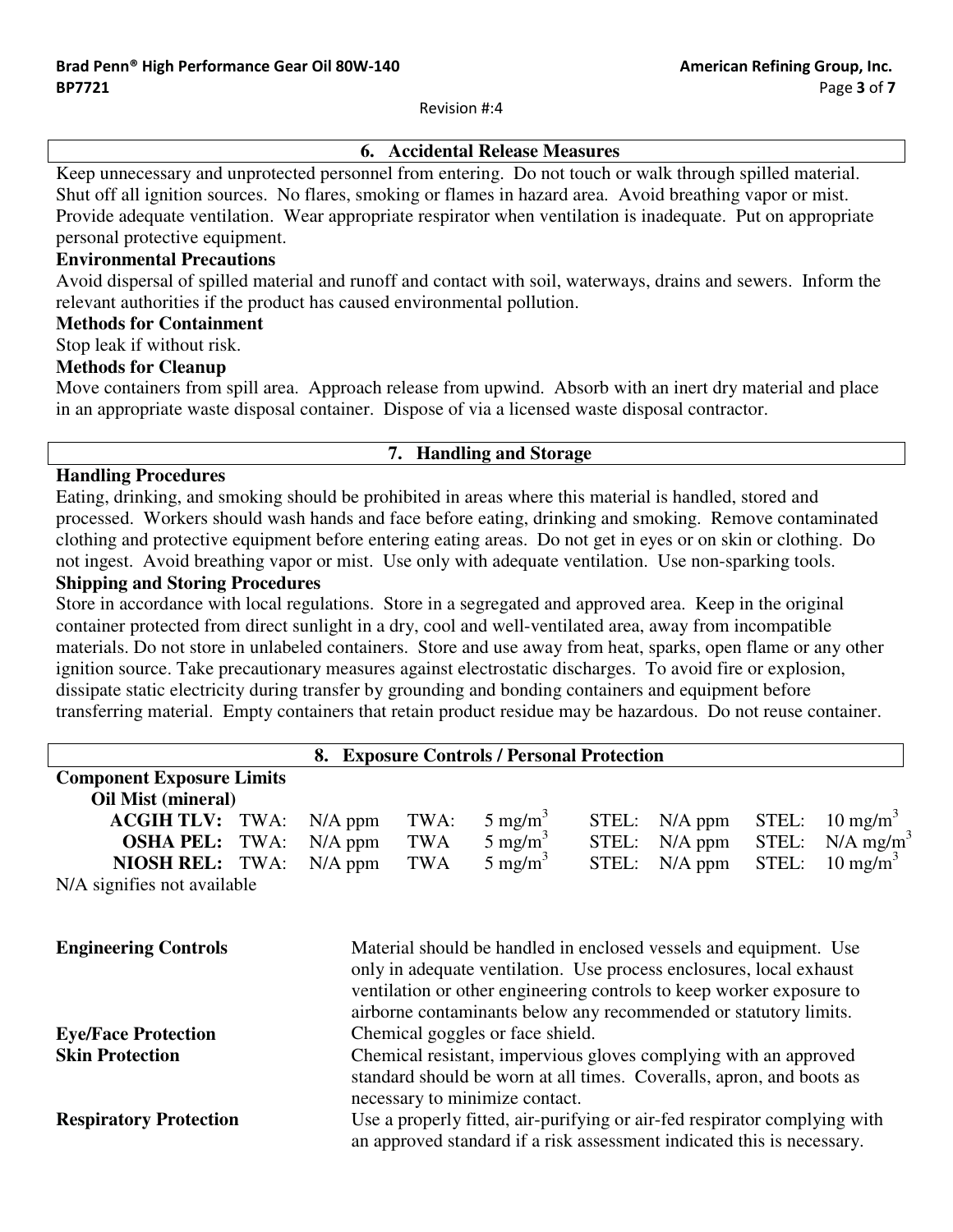## 6. Accidental Release Measures

Keep unnecessary and unprotected personnel from entering. Do not touch or walk through spilled material. Shut off all ignition sources. No flares, smoking or flames in hazard area. Avoid breathing vapor or mist. Provide adequate ventilation. Wear appropriate respirator when ventilation is inadequate. Put on appropriate personal protective equipment.

**Environmental Precautions**

Avoid dispersal of spilled material and runoff and contact with soil, waterways, drains and sewers. Inform the relevant authorities if the product has caused environmental pollution.

**Methods for Containment**

Stop leak if without risk.

**Methods for Cleanup**

Move containers from spill area. Approach release from upwind. Absorb with an inert dry material and place in an appropriate waste disposal container. Dispose of via a licensed waste disposal contractor.

## 7. Handling and Storage

**Handling Procedures**

Eating, drinking, and smoking should be prohibited in areas where this material is handled, stored and processed. Workers should wash hands and face before eating, drinking and smoking. Remove contaminated clothing and protective equipment before entering eating areas. Do not get in eyes or on skin or clothing. Do not ingest. Avoid breathing vapor or mist. Use only with adequate ventilation. Use non-sparking tools.

**Shipping and Storing Procedures**

Store in accordance with local regulations. Store in a segregated and approved area. Keep in the original container protected from direct sunlight in a dry, cool and well-ventilated area, away from incompatible materials. Do not store in unlabeled containers. Store and use away from heat, sparks, open flame or any other ignition source. Take precautionary measures against electrostatic discharges. To avoid fire or explosion, dissipate static electricity during transfer by grounding and bonding containers and equipment before transferring material. Empty containers that retain product residue may be hazardous. Do not reuse container.

## 8. Exposure Controls / Personal Protection

**Component Exposure Limits**

**Oil Mist (mineral)**

| | | | | | | | | |
|---|---|---|---|---|---|---|---|---|
| **ACGIH TLV:** | TWA: | N/A ppm | TWA: | 5 mg/m$^3$ | STEL: | N/A ppm | STEL: | 10 mg/m$^3$ |
| **OSHA PEL:** | TWA: | N/A ppm | TWA | 5 mg/m$^3$ | STEL: | N/A ppm | STEL: | N/A mg/m$^3$ |
| **NIOSH REL:** | TWA: | N/A ppm | TWA | 5 mg/m$^3$ | STEL: | N/A ppm | STEL: | 10 mg/m$^3$ |

N/A signifies not available

**Engineering Controls** — Material should be handled in enclosed vessels and equipment. Use only in adequate ventilation. Use process enclosures, local exhaust ventilation or other engineering controls to keep worker exposure to airborne contaminants below any recommended or statutory limits.

**Eye/Face Protection** — Chemical goggles or face shield.

**Skin Protection** — Chemical resistant, impervious gloves complying with an approved standard should be worn at all times. Coveralls, apron, and boots as necessary to minimize contact.

**Respiratory Protection** — Use a properly fitted, air-purifying or air-fed respirator complying with an approved standard if a risk assessment indicated this is necessary.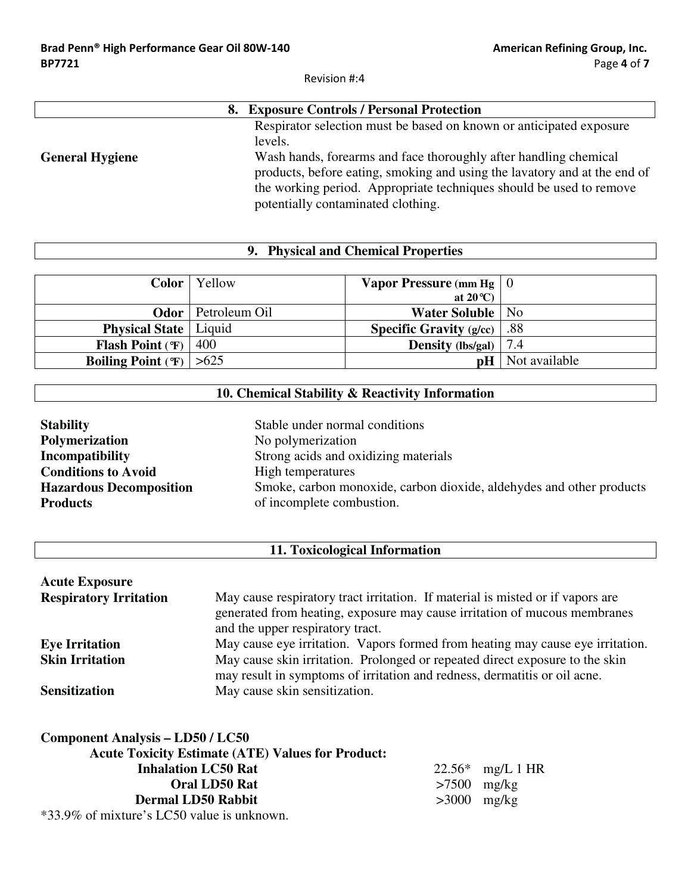## 8. Exposure Controls / Personal Protection

**General Hygiene**

Respirator selection must be based on known or anticipated exposure levels.

Wash hands, forearms and face thoroughly after handling chemical products, before eating, smoking and using the lavatory and at the end of the working period. Appropriate techniques should be used to remove potentially contaminated clothing.

## 9. Physical and Chemical Properties

| | | | |
|---|---|---|---|
| **Color** | Yellow | **Vapor Pressure (mm Hg at 20℃)** | 0 |
| **Odor** | Petroleum Oil | **Water Soluble** | No |
| **Physical State** | Liquid | **Specific Gravity (g/cc)** | .88 |
| **Flash Point (℉)** | 400 | **Density (lbs/gal)** | 7.4 |
| **Boiling Point (℉)** | >625 | **pH** | Not available |

## 10. Chemical Stability & Reactivity Information

**Stability** Stable under normal conditions

**Polymerization** No polymerization

**Incompatibility** Strong acids and oxidizing materials

**Conditions to Avoid** High temperatures

**Hazardous Decomposition Products** Smoke, carbon monoxide, carbon dioxide, aldehydes and other products of incomplete combustion.

## 11. Toxicological Information

**Acute Exposure**

**Respiratory Irritation** May cause respiratory tract irritation. If material is misted or if vapors are generated from heating, exposure may cause irritation of mucous membranes and the upper respiratory tract.

**Eye Irritation** May cause eye irritation. Vapors formed from heating may cause eye irritation.

**Skin Irritation** May cause skin irritation. Prolonged or repeated direct exposure to the skin may result in symptoms of irritation and redness, dermatitis or oil acne.

**Sensitization** May cause skin sensitization.

**Component Analysis – LD50 / LC50**

**Acute Toxicity Estimate (ATE) Values for Product:**

| | | |
|---|---|---|
| **Inhalation LC50 Rat** | 22.56* | mg/L 1 HR |
| **Oral LD50 Rat** | >7500 | mg/kg |
| **Dermal LD50 Rabbit** | >3000 | mg/kg |

*33.9% of mixture's LC50 value is unknown.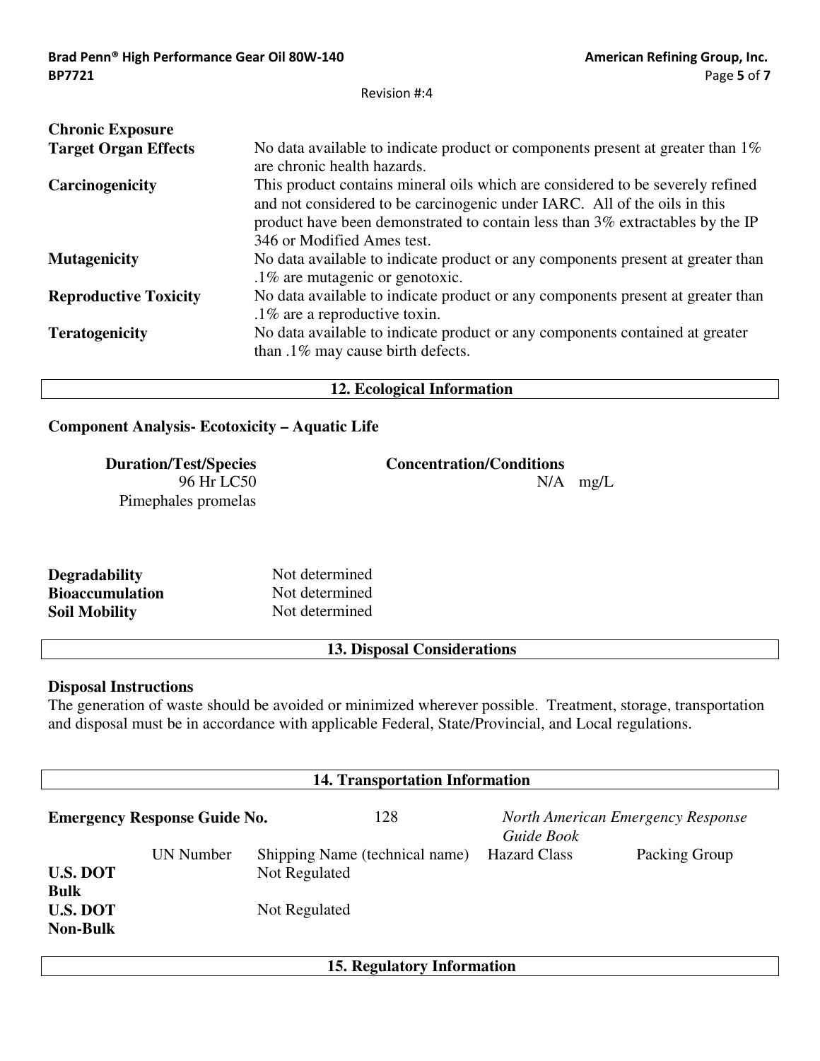**Chronic Exposure**

| | |
|---|---|
| **Target Organ Effects** | No data available to indicate product or components present at greater than 1% are chronic health hazards. |
| **Carcinogenicity** | This product contains mineral oils which are considered to be severely refined and not considered to be carcinogenic under IARC. All of the oils in this product have been demonstrated to contain less than 3% extractables by the IP 346 or Modified Ames test. |
| **Mutagenicity** | No data available to indicate product or any components present at greater than .1% are mutagenic or genotoxic. |
| **Reproductive Toxicity** | No data available to indicate product or any components present at greater than .1% are a reproductive toxin. |
| **Teratogenicity** | No data available to indicate product or any components contained at greater than .1% may cause birth defects. |

## 12. Ecological Information

**Component Analysis- Ecotoxicity – Aquatic Life**

| Duration/Test/Species | Concentration/Conditions |
|---|---|
| 96 Hr LC50 Pimephales promelas | N/A mg/L |

| | |
|---|---|
| **Degradability** | Not determined |
| **Bioaccumulation** | Not determined |
| **Soil Mobility** | Not determined |

## 13. Disposal Considerations

**Disposal Instructions**

The generation of waste should be avoided or minimized wherever possible. Treatment, storage, transportation and disposal must be in accordance with applicable Federal, State/Provincial, and Local regulations.

## 14. Transportation Information

**Emergency Response Guide No.** 128 *North American Emergency Response Guide Book*

| | UN Number | Shipping Name (technical name) | Hazard Class | Packing Group |
|---|---|---|---|---|
| **U.S. DOT Bulk** | | Not Regulated | | |
| **U.S. DOT Non-Bulk** | | Not Regulated | | |

## 15. Regulatory Information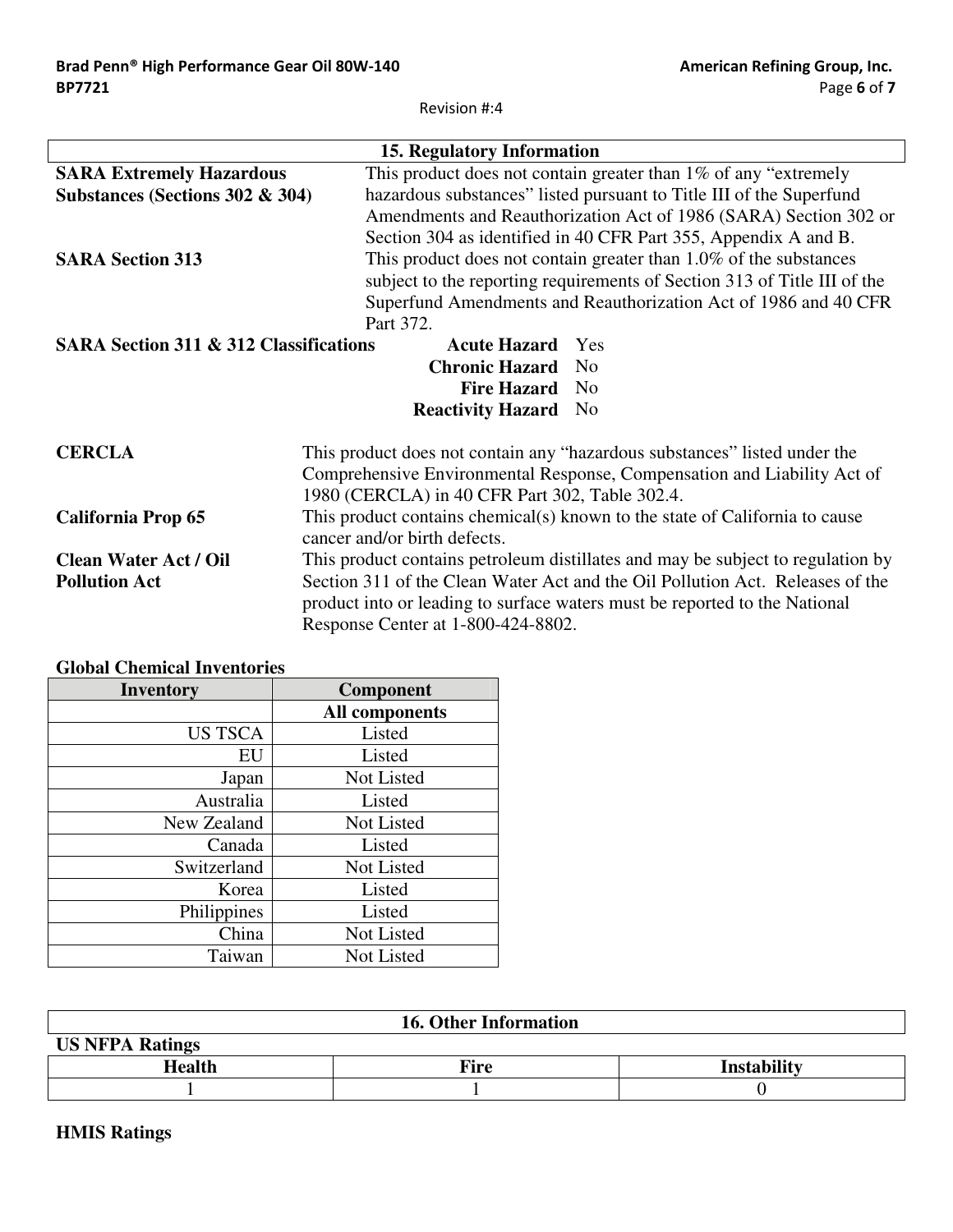## 15. Regulatory Information

**SARA Extremely Hazardous Substances (Sections 302 & 304)** This product does not contain greater than 1% of any "extremely hazardous substances" listed pursuant to Title III of the Superfund Amendments and Reauthorization Act of 1986 (SARA) Section 302 or Section 304 as identified in 40 CFR Part 355, Appendix A and B.

**SARA Section 313** This product does not contain greater than 1.0% of the substances subject to the reporting requirements of Section 313 of Title III of the Superfund Amendments and Reauthorization Act of 1986 and 40 CFR Part 372.

**SARA Section 311 & 312 Classifications**

| | |
|---|---|
| **Acute Hazard** | Yes |
| **Chronic Hazard** | No |
| **Fire Hazard** | No |
| **Reactivity Hazard** | No |

**CERCLA** This product does not contain any "hazardous substances" listed under the Comprehensive Environmental Response, Compensation and Liability Act of 1980 (CERCLA) in 40 CFR Part 302, Table 302.4.

**California Prop 65** This product contains chemical(s) known to the state of California to cause cancer and/or birth defects.

**Clean Water Act / Oil Pollution Act** This product contains petroleum distillates and may be subject to regulation by Section 311 of the Clean Water Act and the Oil Pollution Act. Releases of the product into or leading to surface waters must be reported to the National Response Center at 1-800-424-8802.

**Global Chemical Inventories**

| Inventory | Component |
|---|---|
| | **All components** |
| US TSCA | Listed |
| EU | Listed |
| Japan | Not Listed |
| Australia | Listed |
| New Zealand | Not Listed |
| Canada | Listed |
| Switzerland | Not Listed |
| Korea | Listed |
| Philippines | Listed |
| China | Not Listed |
| Taiwan | Not Listed |

## 16. Other Information

**US NFPA Ratings**

| Health | Fire | Instability |
|---|---|---|
| 1 | 1 | 0 |

**HMIS Ratings**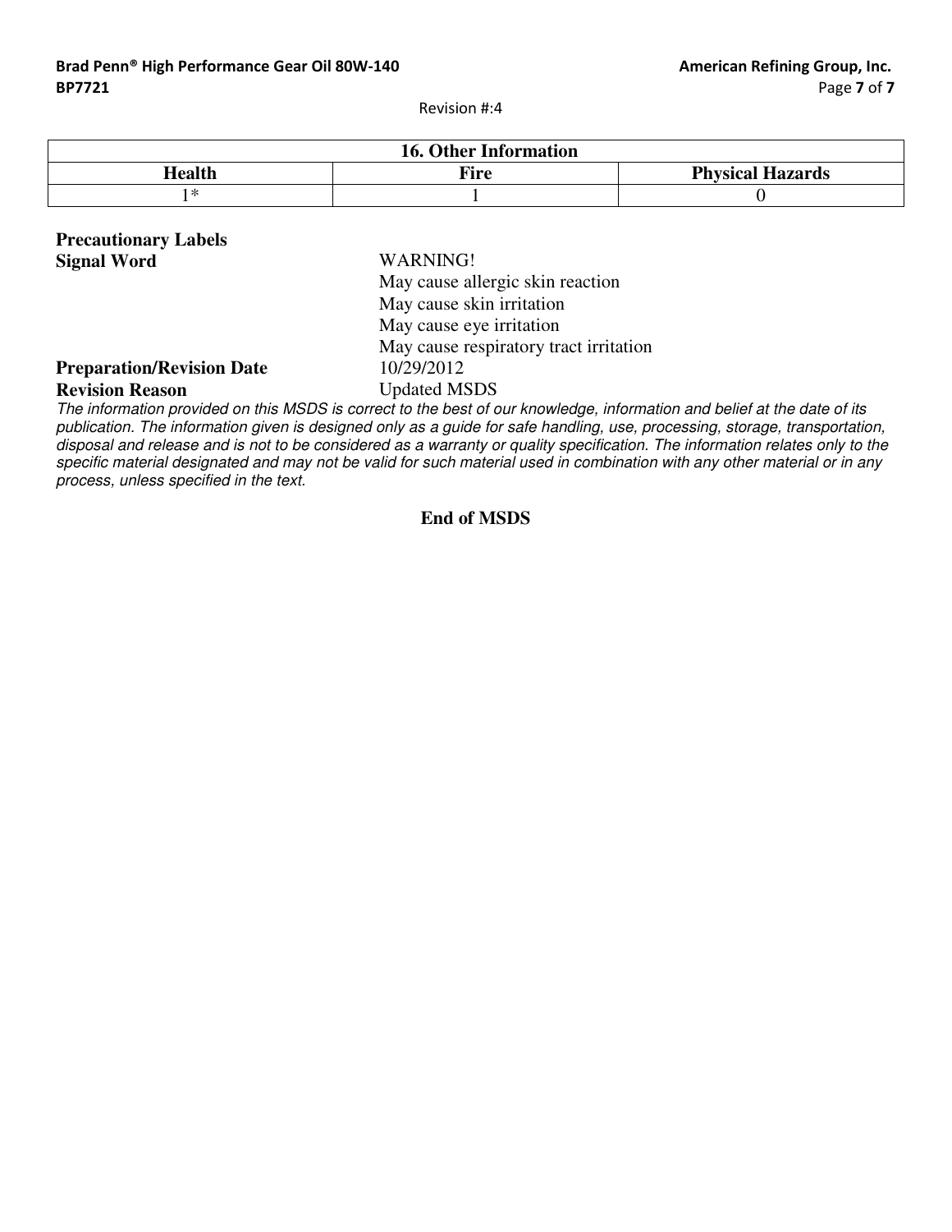| 16. Other Information | | |
|---|---|---|
| **Health** | **Fire** | **Physical Hazards** |
| 1* | 1 | 0 |

**Precautionary Labels**

**Signal Word** WARNING!

May cause allergic skin reaction
May cause skin irritation
May cause eye irritation
May cause respiratory tract irritation

**Preparation/Revision Date** 10/29/2012

**Revision Reason** Updated MSDS

*The information provided on this MSDS is correct to the best of our knowledge, information and belief at the date of its publication. The information given is designed only as a guide for safe handling, use, processing, storage, transportation, disposal and release and is not to be considered as a warranty or quality specification. The information relates only to the specific material designated and may not be valid for such material used in combination with any other material or in any process, unless specified in the text.*

**End of MSDS**